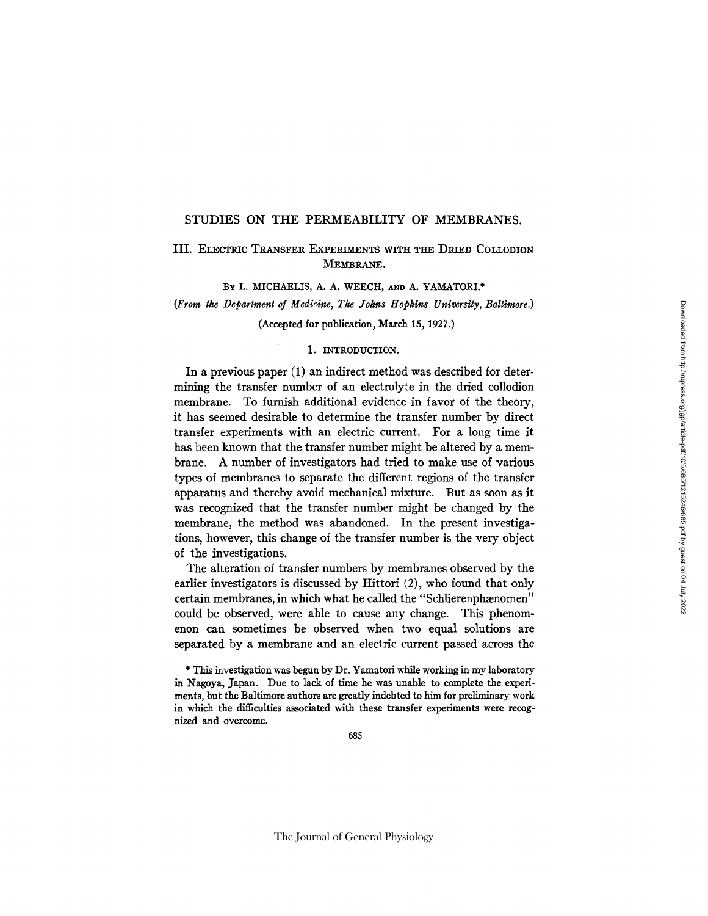# STUDIES ON THE PERMEABILITY OF MEMBRANES.

## III. Electric Transfer Experiments with the Dried Collodion Membrane.

By L. MICHAELIS, A. A. WEECH, and A. YAMATORI.*

(*From the Department of Medicine, The Johns Hopkins University, Baltimore.*)

(Accepted for publication, March 15, 1927.)

### 1. INTRODUCTION.

In a previous paper (1) an indirect method was described for determining the transfer number of an electrolyte in the dried collodion membrane. To furnish additional evidence in favor of the theory, it has seemed desirable to determine the transfer number by direct transfer experiments with an electric current. For a long time it has been known that the transfer number might be altered by a membrane. A number of investigators had tried to make use of various types of membranes to separate the different regions of the transfer apparatus and thereby avoid mechanical mixture. But as soon as it was recognized that the transfer number might be changed by the membrane, the method was abandoned. In the present investigations, however, this change of the transfer number is the very object of the investigations.

The alteration of transfer numbers by membranes observed by the earlier investigators is discussed by Hittorf (2), who found that only certain membranes, in which what he called the "Schlierenphænomen" could be observed, were able to cause any change. This phenomenon can sometimes be observed when two equal solutions are separated by a membrane and an electric current passed across the

\* This investigation was begun by Dr. Yamatori while working in my laboratory in Nagoya, Japan. Due to lack of time he was unable to complete the experiments, but the Baltimore authors are greatly indebted to him for preliminary work in which the difficulties associated with these transfer experiments were recognized and overcome.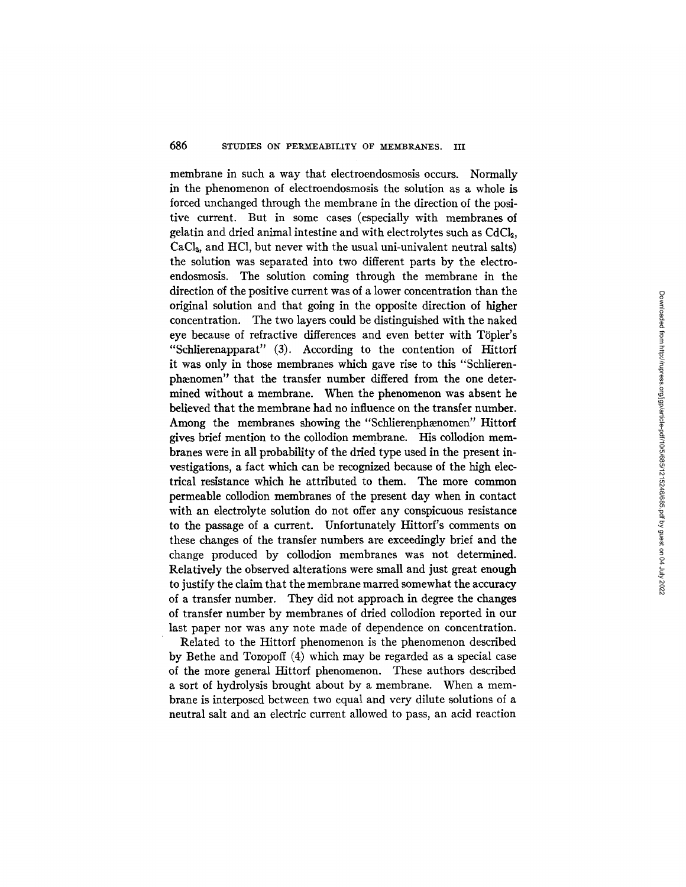membrane in such a way that electroendosmosis occurs. Normally in the phenomenon of electroendosmosis the solution as a whole is forced unchanged through the membrane in the direction of the positive current. But in some cases (especially with membranes of gelatin and dried animal intestine and with electrolytes such as $CdCl_2$, $CaCl_2$, and HCl, but never with the usual uni-univalent neutral salts) the solution was separated into two different parts by the electroendosmosis. The solution coming through the membrane in the direction of the positive current was of a lower concentration than the original solution and that going in the opposite direction of higher concentration. The two layers could be distinguished with the naked eye because of refractive differences and even better with Töpler's "Schlierenapparat" (3). According to the contention of Hittorf it was only in those membranes which gave rise to this "Schlierenphænomen" that the transfer number differed from the one determined without a membrane. When the phenomenon was absent he believed that the membrane had no influence on the transfer number. Among the membranes showing the "Schlierenphænomen" Hittorf gives brief mention to the collodion membrane. His collodion membranes were in all probability of the dried type used in the present investigations, a fact which can be recognized because of the high electrical resistance which he attributed to them. The more common permeable collodion membranes of the present day when in contact with an electrolyte solution do not offer any conspicuous resistance to the passage of a current. Unfortunately Hittorf's comments on these changes of the transfer numbers are exceedingly brief and the change produced by collodion membranes was not determined. Relatively the observed alterations were small and just great enough to justify the claim that the membrane marred somewhat the accuracy of a transfer number. They did not approach in degree the changes of transfer number by membranes of dried collodion reported in our last paper nor was any note made of dependence on concentration.

Related to the Hittorf phenomenon is the phenomenon described by Bethe and Toropoff (4) which may be regarded as a special case of the more general Hittorf phenomenon. These authors described a sort of hydrolysis brought about by a membrane. When a membrane is interposed between two equal and very dilute solutions of a neutral salt and an electric current allowed to pass, an acid reaction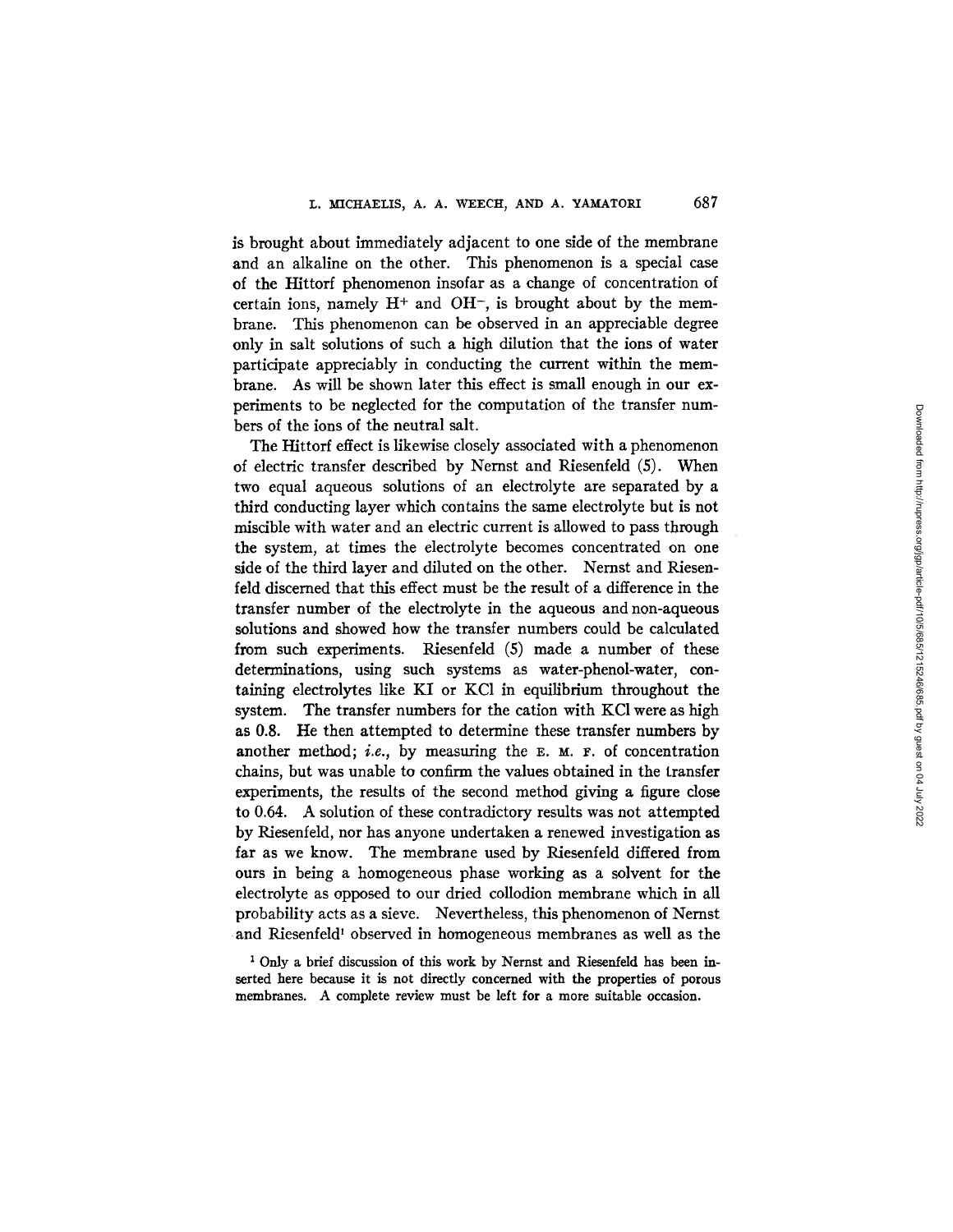is brought about immediately adjacent to one side of the membrane and an alkaline on the other. This phenomenon is a special case of the Hittorf phenomenon insofar as a change of concentration of certain ions, namely $H^+$ and $OH^-$, is brought about by the membrane. This phenomenon can be observed in an appreciable degree only in salt solutions of such a high dilution that the ions of water participate appreciably in conducting the current within the membrane. As will be shown later this effect is small enough in our experiments to be neglected for the computation of the transfer numbers of the ions of the neutral salt.

The Hittorf effect is likewise closely associated with a phenomenon of electric transfer described by Nernst and Riesenfeld (5). When two equal aqueous solutions of an electrolyte are separated by a third conducting layer which contains the same electrolyte but is not miscible with water and an electric current is allowed to pass through the system, at times the electrolyte becomes concentrated on one side of the third layer and diluted on the other. Nernst and Riesenfeld discerned that this effect must be the result of a difference in the transfer number of the electrolyte in the aqueous and non-aqueous solutions and showed how the transfer numbers could be calculated from such experiments. Riesenfeld (5) made a number of these determinations, using such systems as water-phenol-water, containing electrolytes like KI or KCl in equilibrium throughout the system. The transfer numbers for the cation with KCl were as high as 0.8. He then attempted to determine these transfer numbers by another method; *i.e.*, by measuring the E. M. F. of concentration chains, but was unable to confirm the values obtained in the transfer experiments, the results of the second method giving a figure close to 0.64. A solution of these contradictory results was not attempted by Riesenfeld, nor has anyone undertaken a renewed investigation as far as we know. The membrane used by Riesenfeld differed from ours in being a homogeneous phase working as a solvent for the electrolyte as opposed to our dried collodion membrane which in all probability acts as a sieve. Nevertheless, this phenomenon of Nernst and Riesenfeld[1] observed in homogeneous membranes as well as the

[1] Only a brief discussion of this work by Nernst and Riesenfeld has been inserted here because it is not directly concerned with the properties of porous membranes. A complete review must be left for a more suitable occasion.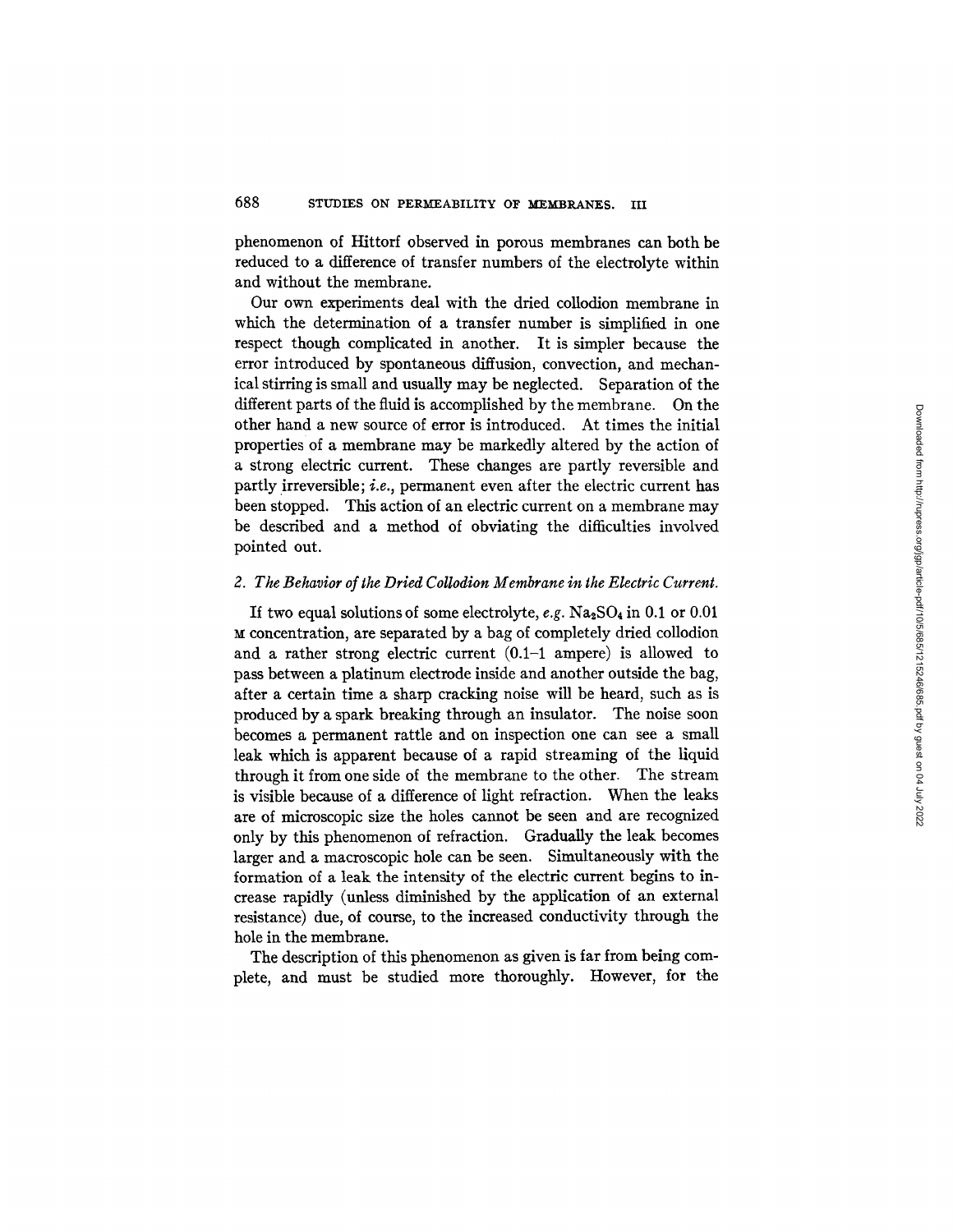phenomenon of Hittorf observed in porous membranes can both be reduced to a difference of transfer numbers of the electrolyte within and without the membrane.

Our own experiments deal with the dried collodion membrane in which the determination of a transfer number is simplified in one respect though complicated in another. It is simpler because the error introduced by spontaneous diffusion, convection, and mechanical stirring is small and usually may be neglected. Separation of the different parts of the fluid is accomplished by the membrane. On the other hand a new source of error is introduced. At times the initial properties of a membrane may be markedly altered by the action of a strong electric current. These changes are partly reversible and partly irreversible; *i.e.*, permanent even after the electric current has been stopped. This action of an electric current on a membrane may be described and a method of obviating the difficulties involved pointed out.

### 2. *The Behavior of the Dried Collodion Membrane in the Electric Current.*

If two equal solutions of some electrolyte, *e.g.* $Na_2SO_4$ in 0.1 or 0.01 M concentration, are separated by a bag of completely dried collodion and a rather strong electric current (0.1–1 ampere) is allowed to pass between a platinum electrode inside and another outside the bag, after a certain time a sharp cracking noise will be heard, such as is produced by a spark breaking through an insulator. The noise soon becomes a permanent rattle and on inspection one can see a small leak which is apparent because of a rapid streaming of the liquid through it from one side of the membrane to the other. The stream is visible because of a difference of light refraction. When the leaks are of microscopic size the holes cannot be seen and are recognized only by this phenomenon of refraction. Gradually the leak becomes larger and a macroscopic hole can be seen. Simultaneously with the formation of a leak the intensity of the electric current begins to increase rapidly (unless diminished by the application of an external resistance) due, of course, to the increased conductivity through the hole in the membrane.

The description of this phenomenon as given is far from being complete, and must be studied more thoroughly. However, for the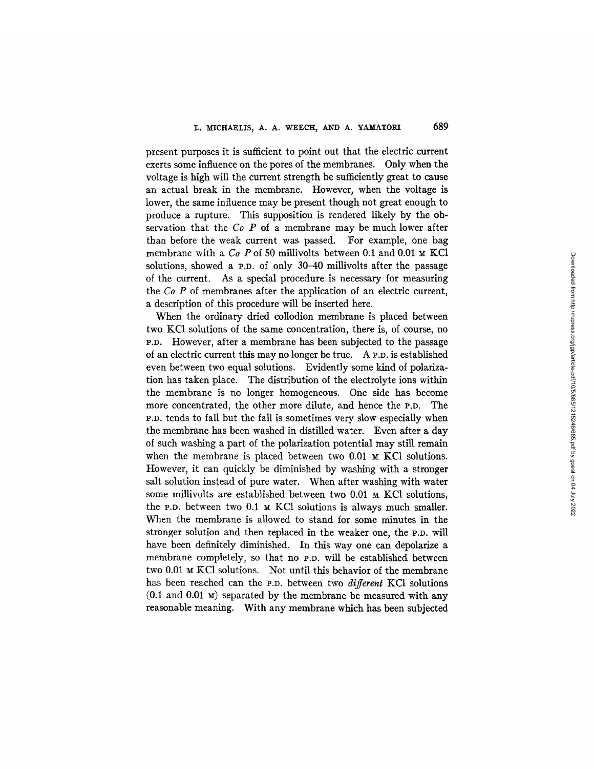present purposes it is sufficient to point out that the electric current exerts some influence on the pores of the membranes. Only when the voltage is high will the current strength be sufficiently great to cause an actual break in the membrane. However, when the voltage is lower, the same influence may be present though not great enough to produce a rupture. This supposition is rendered likely by the observation that the *Co P* of a membrane may be much lower after than before the weak current was passed. For example, one bag membrane with a *Co P* of 50 millivolts between 0.1 and 0.01 M KCl solutions, showed a P.D. of only 30–40 millivolts after the passage of the current. As a special procedure is necessary for measuring the *Co P* of membranes after the application of an electric current, a description of this procedure will be inserted here.

When the ordinary dried collodion membrane is placed between two KCl solutions of the same concentration, there is, of course, no P.D. However, after a membrane has been subjected to the passage of an electric current this may no longer be true. A P.D. is established even between two equal solutions. Evidently some kind of polarization has taken place. The distribution of the electrolyte ions within the membrane is no longer homogeneous. One side has become more concentrated, the other more dilute, and hence the P.D. The P.D. tends to fall but the fall is sometimes very slow especially when the membrane has been washed in distilled water. Even after a day of such washing a part of the polarization potential may still remain when the membrane is placed between two 0.01 M KCl solutions. However, it can quickly be diminished by washing with a stronger salt solution instead of pure water. When after washing with water some millivolts are established between two 0.01 M KCl solutions, the P.D. between two 0.1 M KCl solutions is always much smaller. When the membrane is allowed to stand for some minutes in the stronger solution and then replaced in the weaker one, the P.D. will have been definitely diminished. In this way one can depolarize a membrane completely, so that no P.D. will be established between two 0.01 M KCl solutions. Not until this behavior of the membrane has been reached can the P.D. between two *different* KCl solutions (0.1 and 0.01 M) separated by the membrane be measured with any reasonable meaning. With any membrane which has been subjected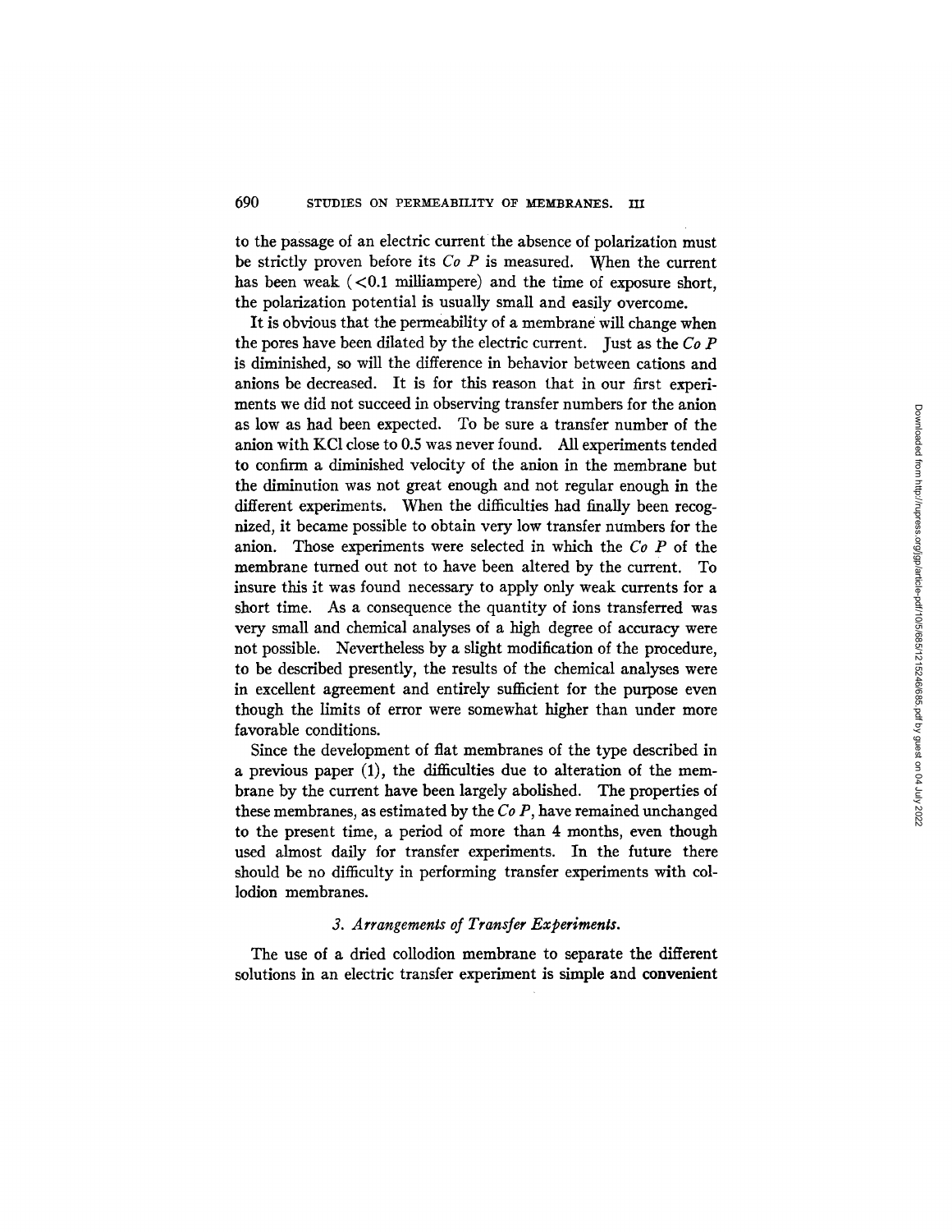to the passage of an electric current the absence of polarization must be strictly proven before its *Co P* is measured. When the current has been weak (<0.1 milliampere) and the time of exposure short, the polarization potential is usually small and easily overcome.

It is obvious that the permeability of a membrane will change when the pores have been dilated by the electric current. Just as the *Co P* is diminished, so will the difference in behavior between cations and anions be decreased. It is for this reason that in our first experiments we did not succeed in observing transfer numbers for the anion as low as had been expected. To be sure a transfer number of the anion with KCl close to 0.5 was never found. All experiments tended to confirm a diminished velocity of the anion in the membrane but the diminution was not great enough and not regular enough in the different experiments. When the difficulties had finally been recognized, it became possible to obtain very low transfer numbers for the anion. Those experiments were selected in which the *Co P* of the membrane turned out not to have been altered by the current. To insure this it was found necessary to apply only weak currents for a short time. As a consequence the quantity of ions transferred was very small and chemical analyses of a high degree of accuracy were not possible. Nevertheless by a slight modification of the procedure, to be described presently, the results of the chemical analyses were in excellent agreement and entirely sufficient for the purpose even though the limits of error were somewhat higher than under more favorable conditions.

Since the development of flat membranes of the type described in a previous paper (1), the difficulties due to alteration of the membrane by the current have been largely abolished. The properties of these membranes, as estimated by the *Co P*, have remained unchanged to the present time, a period of more than 4 months, even though used almost daily for transfer experiments. In the future there should be no difficulty in performing transfer experiments with collodion membranes.

### *3. Arrangements of Transfer Experiments.*

The use of a dried collodion membrane to separate the different solutions in an electric transfer experiment is simple and convenient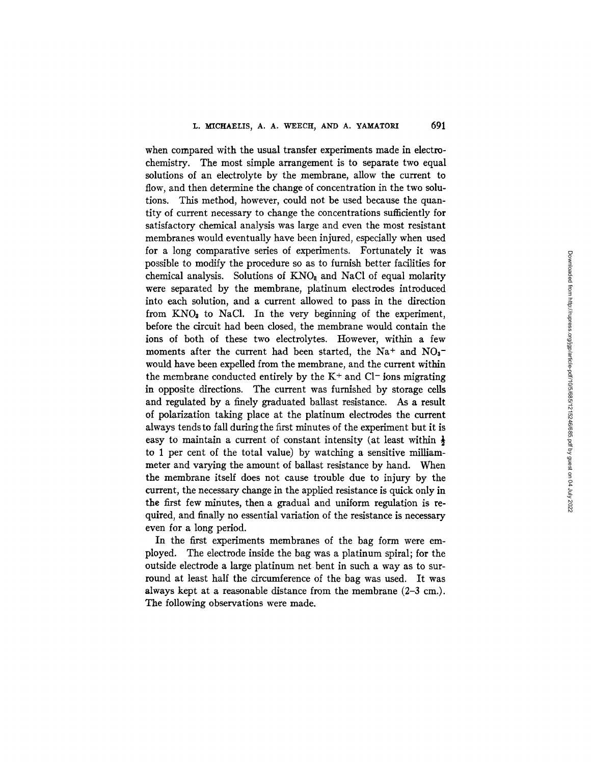when compared with the usual transfer experiments made in electrochemistry. The most simple arrangement is to separate two equal solutions of an electrolyte by the membrane, allow the current to flow, and then determine the change of concentration in the two solutions. This method, however, could not be used because the quantity of current necessary to change the concentrations sufficiently for satisfactory chemical analysis was large and even the most resistant membranes would eventually have been injured, especially when used for a long comparative series of experiments. Fortunately it was possible to modify the procedure so as to furnish better facilities for chemical analysis. Solutions of $KNO_3$ and NaCl of equal molarity were separated by the membrane, platinum electrodes introduced into each solution, and a current allowed to pass in the direction from $KNO_3$ to NaCl. In the very beginning of the experiment, before the circuit had been closed, the membrane would contain the ions of both of these two electrolytes. However, within a few moments after the current had been started, the $Na^+$ and $NO_3^-$ would have been expelled from the membrane, and the current within the membrane conducted entirely by the $K^+$ and $Cl^-$ ions migrating in opposite directions. The current was furnished by storage cells and regulated by a finely graduated ballast resistance. As a result of polarization taking place at the platinum electrodes the current always tends to fall during the first minutes of the experiment but it is easy to maintain a current of constant intensity (at least within $\frac{1}{2}$ to 1 per cent of the total value) by watching a sensitive milliammeter and varying the amount of ballast resistance by hand. When the membrane itself does not cause trouble due to injury by the current, the necessary change in the applied resistance is quick only in the first few minutes, then a gradual and uniform regulation is required, and finally no essential variation of the resistance is necessary even for a long period.

In the first experiments membranes of the bag form were employed. The electrode inside the bag was a platinum spiral; for the outside electrode a large platinum net bent in such a way as to surround at least half the circumference of the bag was used. It was always kept at a reasonable distance from the membrane (2–3 cm.). The following observations were made.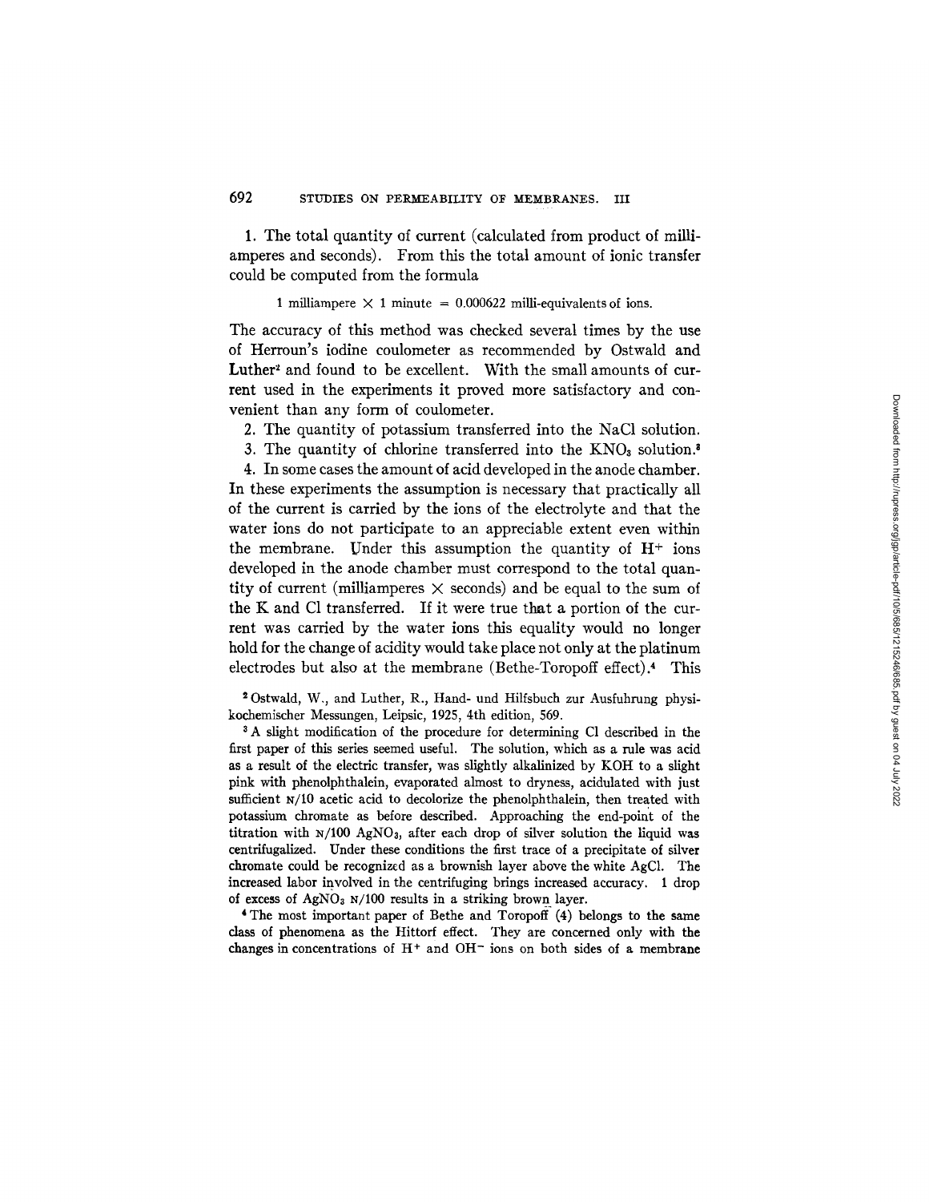1. The total quantity of current (calculated from product of milliamperes and seconds). From this the total amount of ionic transfer could be computed from the formula

$$1 \text{ milliampere} \times 1 \text{ minute} = 0.000622 \text{ milli-equivalents of ions.}$$

The accuracy of this method was checked several times by the use of Herroun's iodine coulometer as recommended by Ostwald and Luther[2] and found to be excellent. With the small amounts of current used in the experiments it proved more satisfactory and convenient than any form of coulometer.

2. The quantity of potassium transferred into the NaCl solution.

3. The quantity of chlorine transferred into the $KNO_3$ solution.[3]

4. In some cases the amount of acid developed in the anode chamber. In these experiments the assumption is necessary that practically all of the current is carried by the ions of the electrolyte and that the water ions do not participate to an appreciable extent even within the membrane. Under this assumption the quantity of $H^+$ ions developed in the anode chamber must correspond to the total quantity of current (milliamperes $\times$ seconds) and be equal to the sum of the K and Cl transferred. If it were true that a portion of the current was carried by the water ions this equality would no longer hold for the change of acidity would take place not only at the platinum electrodes but also at the membrane (Bethe-Toropoff effect).[4] This

[2] Ostwald, W., and Luther, R., Hand- und Hilfsbuch zur Ausfuhrung physikochemischer Messungen, Leipsic, 1925, 4th edition, 569.

[3] A slight modification of the procedure for determining Cl described in the first paper of this series seemed useful. The solution, which as a rule was acid as a result of the electric transfer, was slightly alkalinized by KOH to a slight pink with phenolphthalein, evaporated almost to dryness, acidulated with just sufficient N/10 acetic acid to decolorize the phenolphthalein, then treated with potassium chromate as before described. Approaching the end-point of the titration with N/100 $AgNO_3$, after each drop of silver solution the liquid was centrifugalized. Under these conditions the first trace of a precipitate of silver chromate could be recognized as a brownish layer above the white AgCl. The increased labor involved in the centrifuging brings increased accuracy. 1 drop of excess of $AgNO_3$ N/100 results in a striking brown layer.

[4] The most important paper of Bethe and Toropoff (4) belongs to the same class of phenomena as the Hittorf effect. They are concerned only with the changes in concentrations of $H^+$ and $OH^-$ ions on both sides of a membrane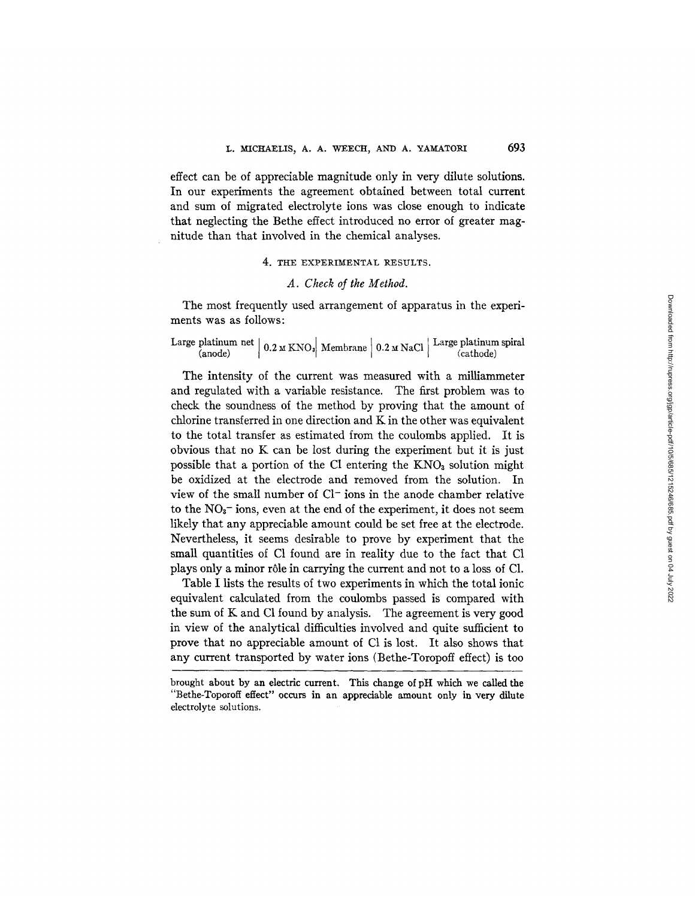effect can be of appreciable magnitude only in very dilute solutions. In our experiments the agreement obtained between total current and sum of migrated electrolyte ions was close enough to indicate that neglecting the Bethe effect introduced no error of greater magnitude than that involved in the chemical analyses.

## 4. THE EXPERIMENTAL RESULTS.

### *A. Check of the Method.*

The most frequently used arrangement of apparatus in the experiments was as follows:

Large platinum net (anode) | 0.2 M $KNO_3$ | Membrane | 0.2 M NaCl | Large platinum spiral (cathode)

The intensity of the current was measured with a milliammeter and regulated with a variable resistance. The first problem was to check the soundness of the method by proving that the amount of chlorine transferred in one direction and K in the other was equivalent to the total transfer as estimated from the coulombs applied. It is obvious that no K can be lost during the experiment but it is just possible that a portion of the Cl entering the $KNO_3$ solution might be oxidized at the electrode and removed from the solution. In view of the small number of $Cl^-$ ions in the anode chamber relative to the $NO_3^-$ ions, even at the end of the experiment, it does not seem likely that any appreciable amount could be set free at the electrode. Nevertheless, it seems desirable to prove by experiment that the small quantities of Cl found are in reality due to the fact that Cl plays only a minor rôle in carrying the current and not to a loss of Cl.

Table I lists the results of two experiments in which the total ionic equivalent calculated from the coulombs passed is compared with the sum of K and Cl found by analysis. The agreement is very good in view of the analytical difficulties involved and quite sufficient to prove that no appreciable amount of Cl is lost. It also shows that any current transported by water ions (Bethe-Toropoff effect) is too

---

brought about by an electric current. This change of pH which we called the "Bethe-Toporoff effect" occurs in an appreciable amount only in very dilute electrolyte solutions.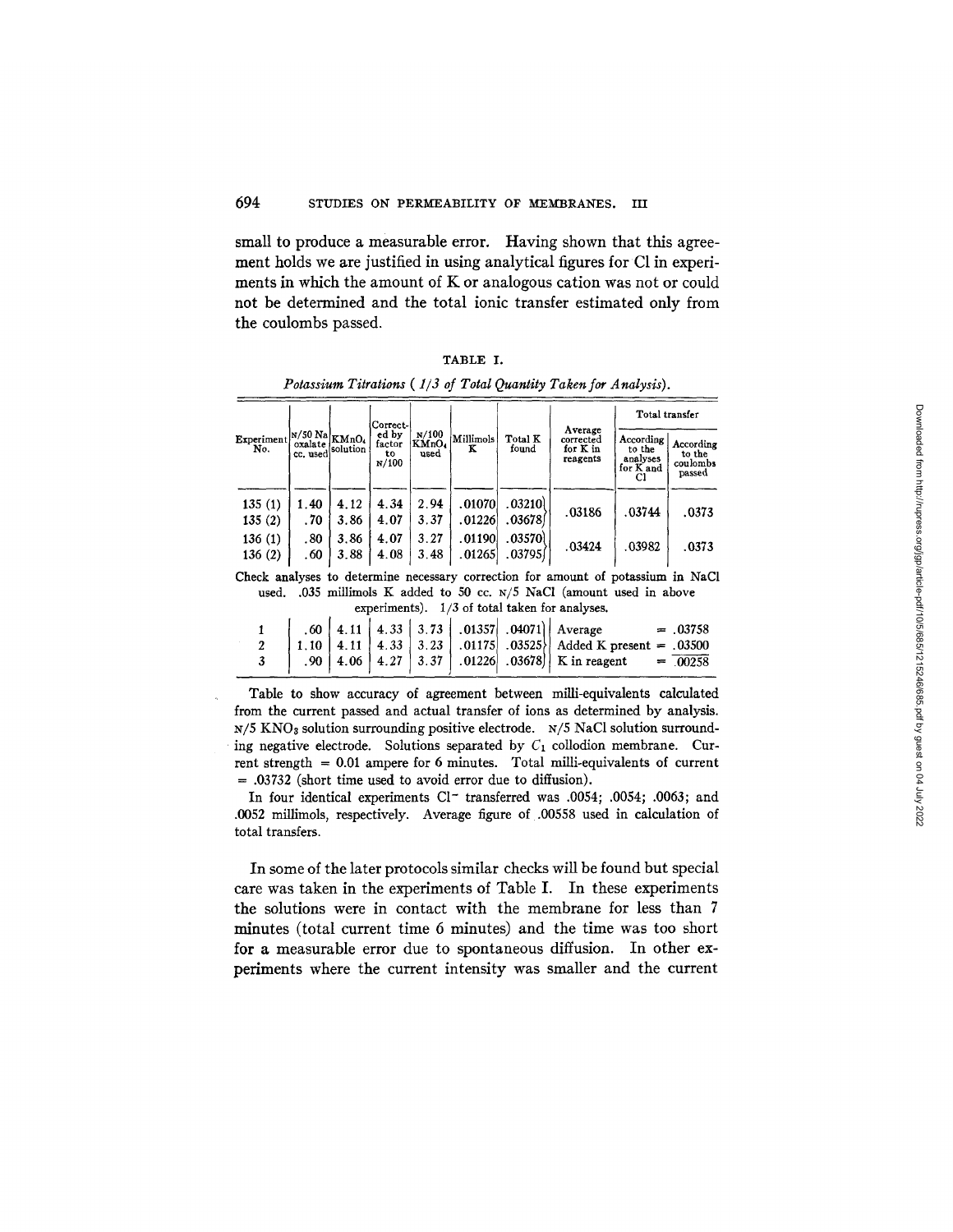small to produce a measurable error. Having shown that this agreement holds we are justified in using analytical figures for Cl in experiments in which the amount of K or analogous cation was not or could not be determined and the total ionic transfer estimated only from the coulombs passed.

TABLE I.

*Potassium Titrations (1/3 of Total Quantity Taken for Analysis).*

| Experiment No. | N/50 Na oxalate cc. used | $KMnO_4$ solution | Corrected by factor to N/100 | N/100 $KMnO_4$ used | Millimols K | Total K found | Average corrected for K in reagents | Total transfer | |
|---|---|---|---|---|---|---|---|---|---|
| | | | | | | | | According to the analyses for K and Cl | According to the coulombs passed |
| 135 (1) | 1.40 | 4.12 | 4.34 | 2.94 | .01070 | .03210 | .03186 | .03744 | .0373 |
| 135 (2) | .70 | 3.86 | 4.07 | 3.37 | .01226 | .03678 | | | |
| 136 (1) | .80 | 3.86 | 4.07 | 3.27 | .01190 | .03570 | .03424 | .03982 | .0373 |
| 136 (2) | .60 | 3.88 | 4.08 | 3.48 | .01265 | .03795 | | | |

Check analyses to determine necessary correction for amount of potassium in NaCl used. .035 millimols K added to 50 cc. N/5 NaCl (amount used in above experiments). 1/3 of total taken for analyses.

| | | | | | | | |
|---|---|---|---|---|---|---|---|
| 1 | .60 | 4.11 | 4.33 | 3.73 | .01357 | .04071 | Average = .03758 |
| 2 | 1.10 | 4.11 | 4.33 | 3.23 | .01175 | .03525 | Added K present = .03500 |
| 3 | .90 | 4.06 | 4.27 | 3.37 | .01226 | .03678 | K in reagent = .00258 |

Table to show accuracy of agreement between milli-equivalents calculated from the current passed and actual transfer of ions as determined by analysis. N/5 $KNO_3$ solution surrounding positive electrode. N/5 NaCl solution surrounding negative electrode. Solutions separated by $C_1$ collodion membrane. Current strength = 0.01 ampere for 6 minutes. Total milli-equivalents of current = .03732 (short time used to avoid error due to diffusion).

In four identical experiments $Cl^-$ transferred was .0054; .0054; .0063; and .0052 millimols, respectively. Average figure of .00558 used in calculation of total transfers.

In some of the later protocols similar checks will be found but special care was taken in the experiments of Table I. In these experiments the solutions were in contact with the membrane for less than 7 minutes (total current time 6 minutes) and the time was too short for a measurable error due to spontaneous diffusion. In other experiments where the current intensity was smaller and the current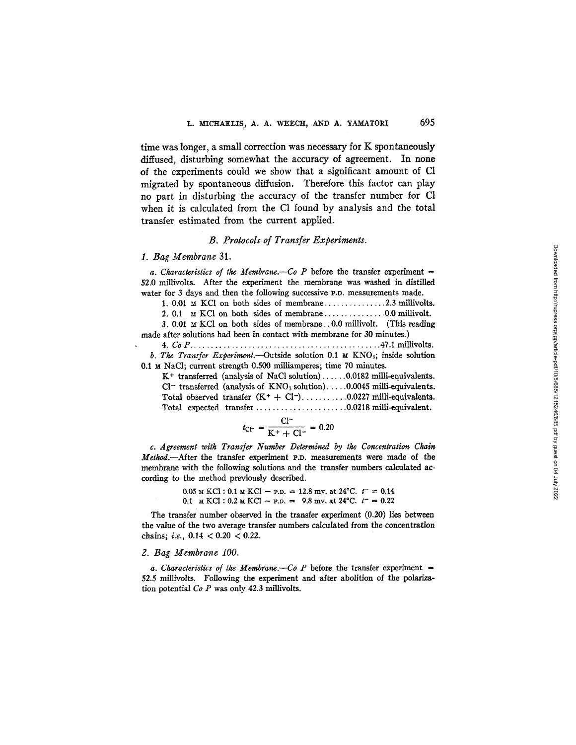time was longer, a small correction was necessary for K spontaneously diffused, disturbing somewhat the accuracy of agreement. In none of the experiments could we show that a significant amount of Cl migrated by spontaneous diffusion. Therefore this factor can play no part in disturbing the accuracy of the transfer number for Cl when it is calculated from the Cl found by analysis and the total transfer estimated from the current applied.

### *B. Protocols of Transfer Experiments.*

#### *1. Bag Membrane 31.*

*a. Characteristics of the Membrane.*—*Co P* before the transfer experiment = 52.0 millivolts. After the experiment the membrane was washed in distilled water for 3 days and then the following successive P.D. measurements made.

1. 0.01 M KCl on both sides of membrane ............... 2.3 millivolts.
2. 0.1 M KCl on both sides of membrane ............... 0.0 millivolt.
3. 0.01 M KCl on both sides of membrane . . 0.0 millivolt. (This reading made after solutions had been in contact with membrane for 30 minutes.)
4. *Co P* ............................................. 47.1 millivolts.

*b. The Transfer Experiment.*—Outside solution 0.1 M $KNO_3$; inside solution 0.1 M NaCl; current strength 0.500 milliamperes; time 70 minutes.

$K^+$ transferred (analysis of NaCl solution) ...... 0.0182 milli-equivalents.
$Cl^-$ transferred (analysis of $KNO_3$ solution) ..... 0.0045 milli-equivalents.
Total observed transfer ($K^+ + Cl^-$) .......... 0.0227 milli-equivalents.
Total expected transfer ...................... 0.0218 milli-equivalent.

$$t_{Cl^-} = \frac{Cl^-}{K^+ + Cl^-} = 0.20$$

*c. Agreement with Transfer Number Determined by the Concentration Chain Method.*—After the transfer experiment P.D. measurements were made of the membrane with the following solutions and the transfer numbers calculated according to the method previously described.

0.05 M KCl : 0.1 M KCl — P.D. = 12.8 mv. at 24°C. $t^- = 0.14$
0.1 M KCl : 0.2 M KCl — P.D. = 9.8 mv. at 24°C. $t^- = 0.22$

The transfer number observed in the transfer experiment (0.20) lies between the value of the two average transfer numbers calculated from the concentration chains; *i.e.*, $0.14 < 0.20 < 0.22$.

#### *2. Bag Membrane 100.*

*a. Characteristics of the Membrane.*—*Co P* before the transfer experiment = 52.5 millivolts. Following the experiment and after abolition of the polarization potential *Co P* was only 42.3 millivolts.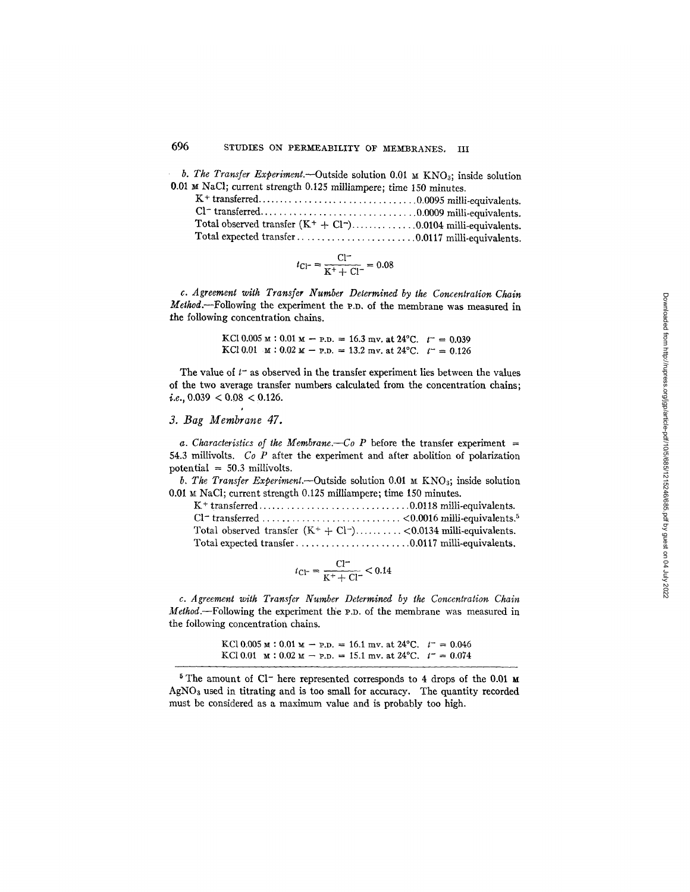*b. The Transfer Experiment.*—Outside solution 0.01 M $KNO_3$; inside solution 0.01 M NaCl; current strength 0.125 milliampere; time 150 minutes.

$K^+$ transferred.................................0.0095 milli-equivalents.
$Cl^-$ transferred.................................0.0009 milli-equivalents.
Total observed transfer ($K^+ + Cl^-$)..............0.0104 milli-equivalents.
Total expected transfer........................0.0117 milli-equivalents.

$$t_{Cl^-} = \frac{Cl^-}{K^+ + Cl^-} = 0.08$$

*c. Agreement with Transfer Number Determined by the Concentration Chain Method.*—Following the experiment the P.D. of the membrane was measured in the following concentration chains.

KCl 0.005 M : 0.01 M — P.D. = 16.3 mv. at 24°C. $t^- = 0.039$
KCl 0.01 M : 0.02 M — P.D. = 13.2 mv. at 24°C. $t^- = 0.126$

The value of $t^-$ as observed in the transfer experiment lies between the values of the two average transfer numbers calculated from the concentration chains; *i.e.*, $0.039 < 0.08 < 0.126$.

### *3. Bag Membrane 47.*

*a. Characteristics of the Membrane.*—*Co P* before the transfer experiment = 54.3 millivolts. *Co P* after the experiment and after abolition of polarization potential = 50.3 millivolts.

*b. The Transfer Experiment.*—Outside solution 0.01 M $KNO_3$; inside solution 0.01 M NaCl; current strength 0.125 milliampere; time 150 minutes.

$K^+$ transferred.................................0.0118 milli-equivalents.
$Cl^-$ transferred............................. <0.0016 milli-equivalents.[5]
Total observed transfer ($K^+ + Cl^-$).......... <0.0134 milli-equivalents.
Total expected transfer........................0.0117 milli-equivalents.

$$t_{Cl^-} = \frac{Cl^-}{K^+ + Cl^-} < 0.14$$

*c. Agreement with Transfer Number Determined by the Concentration Chain Method.*—Following the experiment the P.D. of the membrane was measured in the following concentration chains.

KCl 0.005 M : 0.01 M — P.D. = 16.1 mv. at 24°C. $t^- = 0.046$
KCl 0.01 M : 0.02 M — P.D. = 15.1 mv. at 24°C. $t^- = 0.074$

---

[5] The amount of $Cl^-$ here represented corresponds to 4 drops of the 0.01 M $AgNO_3$ used in titrating and is too small for accuracy. The quantity recorded must be considered as a maximum value and is probably too high.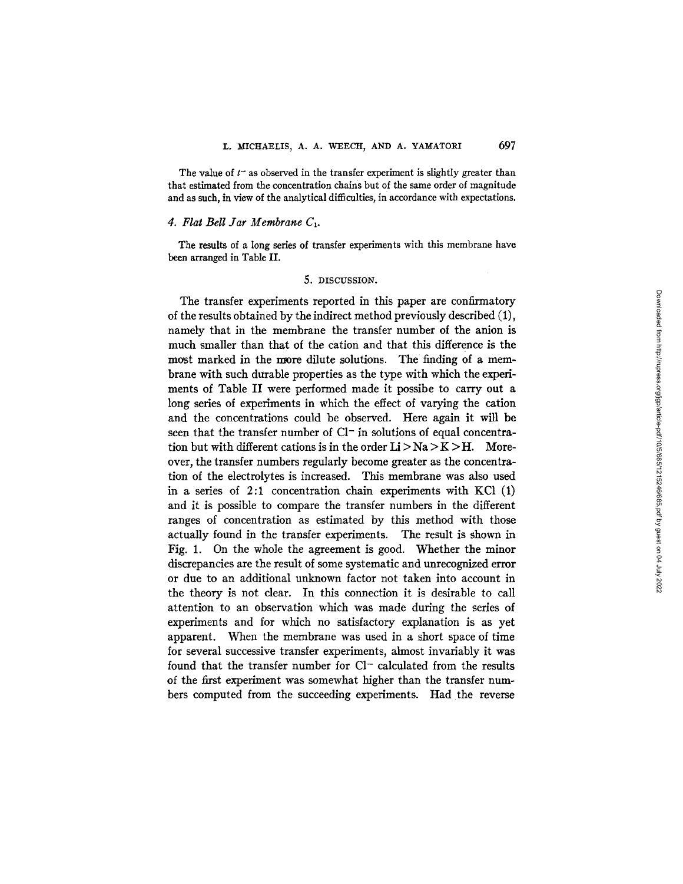The value of $t^-$ as observed in the transfer experiment is slightly greater than that estimated from the concentration chains but of the same order of magnitude and as such, in view of the analytical difficulties, in accordance with expectations.

### 4. *Flat Bell Jar Membrane $C_1$.*

The results of a long series of transfer experiments with this membrane have been arranged in Table II.

## 5. DISCUSSION.

The transfer experiments reported in this paper are confirmatory of the results obtained by the indirect method previously described (1), namely that in the membrane the transfer number of the anion is much smaller than that of the cation and that this difference is the most marked in the more dilute solutions. The finding of a membrane with such durable properties as the type with which the experiments of Table II were performed made it possibe to carry out a long series of experiments in which the effect of varying the cation and the concentrations could be observed. Here again it will be seen that the transfer number of $Cl^-$ in solutions of equal concentration but with different cations is in the order Li > Na > K > H. Moreover, the transfer numbers regularly become greater as the concentration of the electrolytes is increased. This membrane was also used in a series of 2:1 concentration chain experiments with KCl (1) and it is possible to compare the transfer numbers in the different ranges of concentration as estimated by this method with those actually found in the transfer experiments. The result is shown in Fig. 1. On the whole the agreement is good. Whether the minor discrepancies are the result of some systematic and unrecognized error or due to an additional unknown factor not taken into account in the theory is not clear. In this connection it is desirable to call attention to an observation which was made during the series of experiments and for which no satisfactory explanation is as yet apparent. When the membrane was used in a short space of time for several successive transfer experiments, almost invariably it was found that the transfer number for $Cl^-$ calculated from the results of the first experiment was somewhat higher than the transfer numbers computed from the succeeding experiments. Had the reverse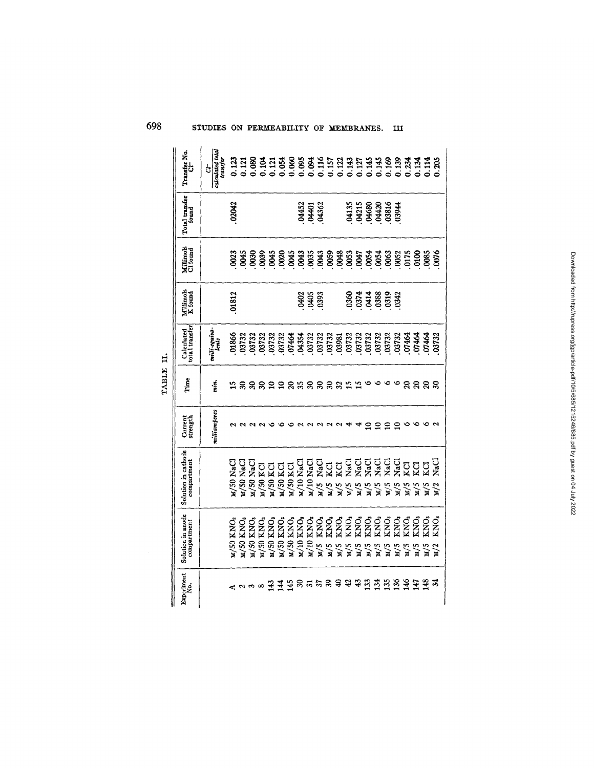TABLE II.

| Experiment No. | Solution in anode compartment | Solution in cathode compartment | Current strength | Time | Calculated total transfer | Millimols K found | Millimols Cl found | Total transfer found | Transfer No. $Cl^-$ |
|---|---|---|---|---|---|---|---|---|---|
| | | | *milliamperes* | *min.* | *milli-equivalents* | | | | $\frac{Cl^-}{\text{calculated total transfer}}$ |
| A | M/50 $KNO_3$ | M/50 NaCl | 2 | 15 | .01866 | .01812 | .0023 | .02042 | 0.123 |
| 2 | M/50 $KNO_3$ | M/50 NaCl | 2 | 30 | .03732 | | .0045 | | 0.121 |
| 3 | M/50 $KNO_3$ | M/50 NaCl | 2 | 30 | .03732 | | .0030 | | 0.080 |
| 8 | M/50 $KNO_3$ | M/50 KCl | 2 | 30 | .03732 | | .0039 | | 0.104 |
| 143 | M/50 $KNO_3$ | M/50 KCl | 6 | 10 | .03732 | | .0045 | | 0.121 |
| 144 | M/50 $KNO_3$ | M/50 KCl | 6 | 10 | .03732 | | .0020 | | 0.054 |
| 145 | M/50 $KNO_3$ | M/50 KCl | 6 | 20 | .07464 | | .0045 | | 0.060 |
| 30 | M/10 $KNO_3$ | M/10 NaCl | 2 | 35 | .04354 | .0402 | .0043 | .04452 | 0.095 |
| 31 | M/10 $KNO_3$ | M/10 NaCl | 2 | 30 | .03732 | .0405 | .0035 | .04401 | 0.094 |
| 37 | M/5 $KNO_3$ | M/5 NaCl | 2 | 30 | .03732 | .0393 | .0043 | .04362 | 0.116 |
| 39 | M/5 $KNO_3$ | M/5 KCl | 2 | 30 | .03732 | | .0059 | | 0.157 |
| 40 | M/5 $KNO_3$ | M/5 KCl | 2 | 32 | .03981 | | .0048 | | 0.122 |
| 42 | M/5 $KNO_3$ | M/5 NaCl | 4 | 15 | .03732 | .0360 | .0053 | .04135 | 0.143 |
| 43 | M/5 $KNO_3$ | M/5 NaCl | 4 | 15 | .03732 | .0374 | .0047 | .04215 | 0.127 |
| 133 | M/5 $KNO_3$ | M/5 NaCl | 10 | 6 | .03732 | .0414 | .0054 | .04680 | 0.145 |
| 134 | M/5 $KNO_3$ | M/5 NaCl | 10 | 6 | .03732 | .0388 | .0054 | .04420 | 0.145 |
| 135 | M/5 $KNO_3$ | M/5 NaCl | 10 | 6 | .03732 | .0319 | .0063 | .03816 | 0.169 |
| 136 | M/5 $KNO_3$ | M/5 NaCl | 10 | 6 | .03732 | .0342 | .0052 | .03944 | 0.139 |
| 146 | M/5 $KNO_3$ | M/5 KCl | 6 | 20 | .07464 | | .0175 | | 0.234 |
| 147 | M/5 $KNO_3$ | M/5 KCl | 6 | 20 | .07464 | | .0100 | | 0.134 |
| 148 | M/5 $KNO_3$ | M/5 KCl | 6 | 20 | .07464 | | .0085 | | 0.114 |
| 34 | M/2 $KNO_3$ | M/2 NaCl | 2 | 30 | .03732 | | .0076 | | 0.205 |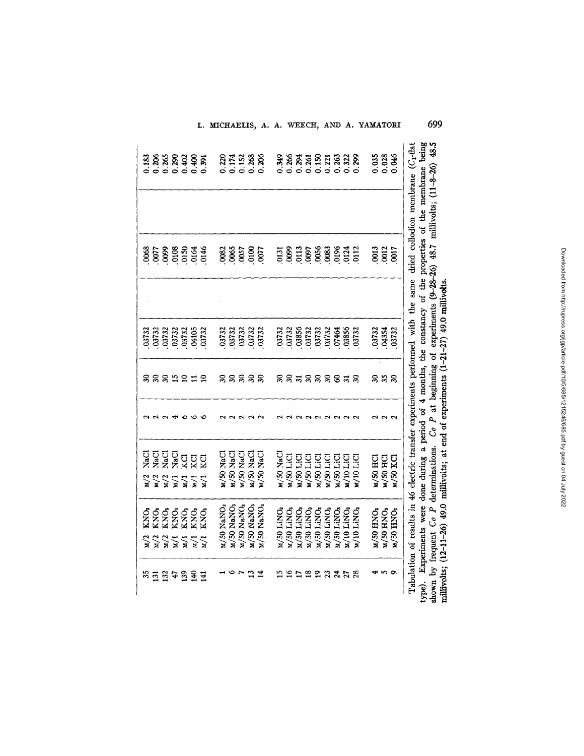| | | | | | | | | | |
|---|---|---|---|---|---|---|---|---|---|
| 35 | M/2 $KNO_3$ | M/2 NaCl | 2 | 30 | .03732 | | .0068 | | 0.183 |
| 131 | M/2 $KNO_3$ | M/2 NaCl | 2 | 30 | .03732 | | .0077 | | 0.206 |
| 132 | M/2 $KNO_3$ | M/2 NaCl | 2 | 30 | .03732 | | .0099 | | 0.265 |
| 47 | M/1 $KNO_3$ | M/1 NaCl | 4 | 15 | .03732 | | .0108 | | 0.290 |
| 139 | M/1 $KNO_3$ | M/1 KCl | 6 | 10 | .03732 | | .0150 | | 0.402 |
| 140 | M/1 $KNO_3$ | M/1 KCl | 6 | 11 | .04105 | | .0164 | | 0.400 |
| 141 | M/1 $KNO_3$ | M/1 KCl | 6 | 10 | .03732 | | .0146 | | 0.391 |
| | | | | | | | | | |
| 1 | M/50 $NaNO_3$ | M/50 NaCl | 2 | 30 | .03732 | | .0082 | | 0.220 |
| 6 | M/50 $NaNO_3$ | M/50 NaCl | 2 | 30 | .03732 | | .0065 | | 0.174 |
| 7 | M/50 $NaNO_3$ | M/50 NaCl | 2 | 30 | .03732 | | .0057 | | 0.152 |
| 13 | M/50 $NaNO_3$ | M/50 NaCl | 2 | 30 | .03732 | | .0100 | | 0.268 |
| 14 | M/50 $NaNO_3$ | M/50 NaCl | 2 | 30 | .03732 | | .0077 | | 0.206 |
| | | | | | | | | | |
| 15 | M/50 $LiNO_3$ | M/50 NaCl | 2 | 30 | .03732 | | .0131 | | 0.349 |
| 16 | M/50 $LiNO_3$ | M/50 LiCl | 2 | 30 | .03732 | | .0099 | | 0.266 |
| 17 | M/50 $LiNO_3$ | M/50 LiCl | 2 | 31 | .03856 | | .0113 | | 0.294 |
| 18 | M/50 $LiNO_3$ | M/50 LiCl | 2 | 30 | .03732 | | .0097 | | 0.261 |
| 19 | M/50 $LiNO_3$ | M/50 LiCl | 2 | 30 | .03732 | | .0056 | | 0.150 |
| 23 | M/50 $LiNO_3$ | M/50 LiCl | 2 | 30 | .03732 | | .0083 | | 0.221 |
| 24 | M/50 $LiNO_3$ | M/50 LiCl | 2 | 60 | .07464 | | .0196 | | 0.263 |
| 27 | M/10 $LiNO_3$ | M/10 LiCl | 2 | 31 | .03856 | | .0124 | | 0.322 |
| 28 | M/10 $LiNO_3$ | M/10 LiCl | 2 | 30 | .03732 | | .0112 | | 0.299 |
| | | | | | | | | | |
| 4 | M/50 $HNO_3$ | M/50 HCl | 2 | 30 | .03732 | | .0013 | | 0.035 |
| 5 | M/50 $HNO_3$ | M/50 HCl | 2 | 35 | .04354 | | .0012 | | 0.028 |
| 9 | M/50 $HNO_3$ | M/50 KCl | 2 | 30 | .03732 | | .0017 | | 0.046 |

Tabulation of results in 46 electric transfer experiments performed with the same dried collodion membrane ($C_1$-flat type). Experiments were done during a period of 4 months, the constancy of the properties of the membrane being shown by frequent *Co P* determinations. *Co P* at beginning of experiments (9–28–26) 48.7 millivolts; (11–8–26) 48.5 millivolts; (12–11–26) 49.0 millivolts; at end of experiments (1–21–27) 49.0 millivolts.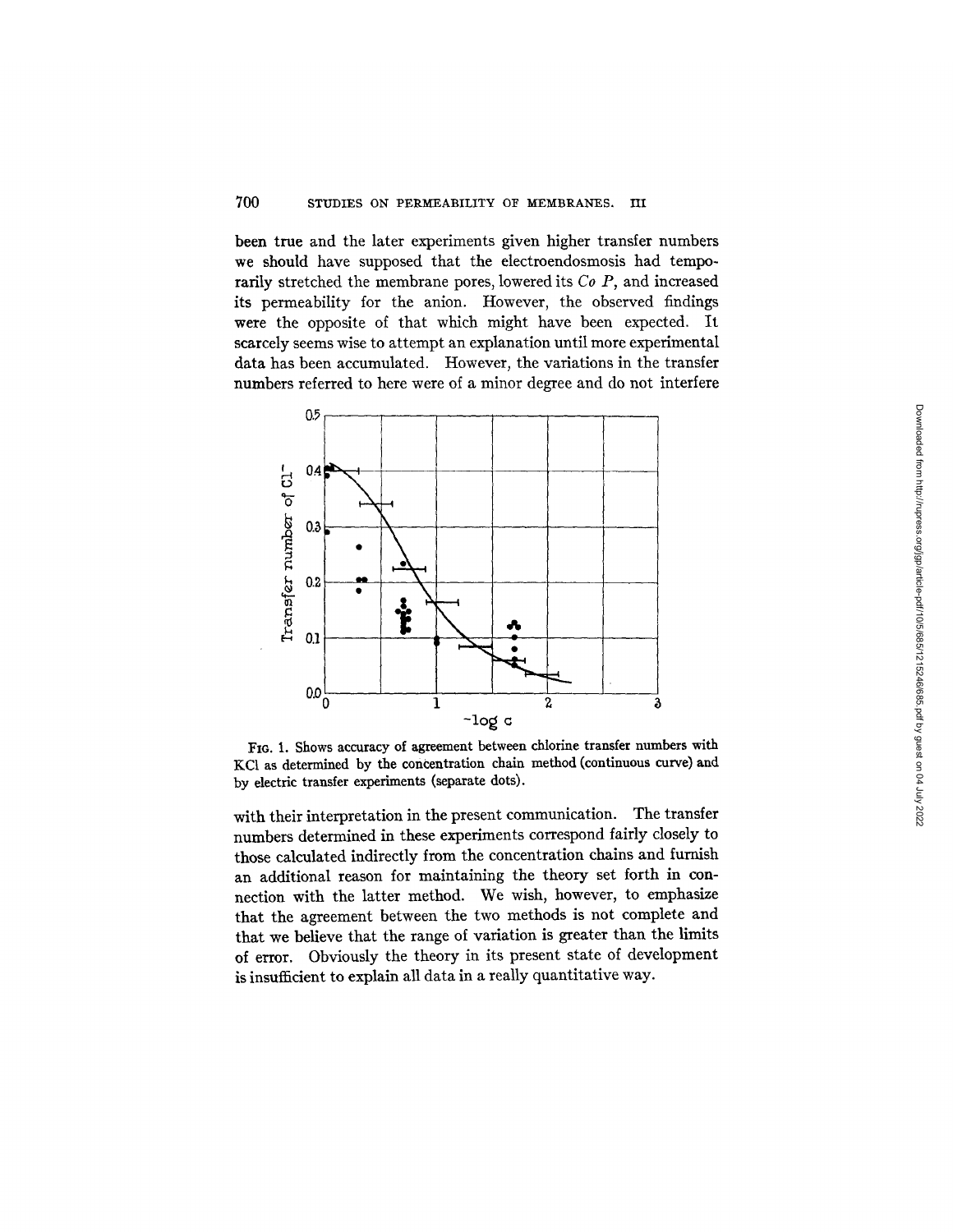been true and the later experiments given higher transfer numbers we should have supposed that the electroendosmosis had temporarily stretched the membrane pores, lowered its *Co P*, and increased its permeability for the anion. However, the observed findings were the opposite of that which might have been expected. It scarcely seems wise to attempt an explanation until more experimental data has been accumulated. However, the variations in the transfer numbers referred to here were of a minor degree and do not interfere

FIG. 1. Shows accuracy of agreement between chlorine transfer numbers with KCl as determined by the concentration chain method (continuous curve) and by electric transfer experiments (separate dots).

with their interpretation in the present communication. The transfer numbers determined in these experiments correspond fairly closely to those calculated indirectly from the concentration chains and furnish an additional reason for maintaining the theory set forth in connection with the latter method. We wish, however, to emphasize that the agreement between the two methods is not complete and that we believe that the range of variation is greater than the limits of error. Obviously the theory in its present state of development is insufficient to explain all data in a really quantitative way.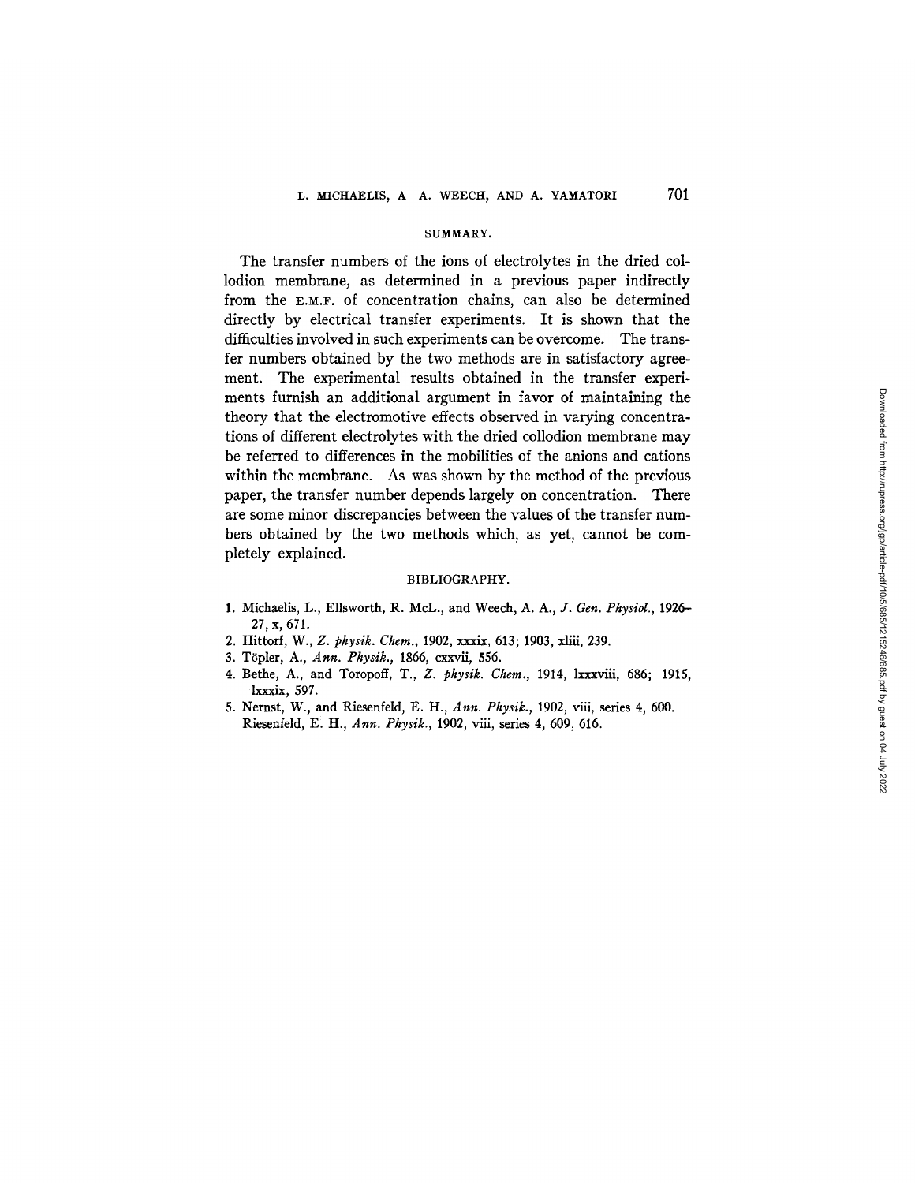## SUMMARY.

The transfer numbers of the ions of electrolytes in the dried collodion membrane, as determined in a previous paper indirectly from the E.M.F. of concentration chains, can also be determined directly by electrical transfer experiments. It is shown that the difficulties involved in such experiments can be overcome. The transfer numbers obtained by the two methods are in satisfactory agreement. The experimental results obtained in the transfer experiments furnish an additional argument in favor of maintaining the theory that the electromotive effects observed in varying concentrations of different electrolytes with the dried collodion membrane may be referred to differences in the mobilities of the anions and cations within the membrane. As was shown by the method of the previous paper, the transfer number depends largely on concentration. There are some minor discrepancies between the values of the transfer numbers obtained by the two methods which, as yet, cannot be completely explained.

## BIBLIOGRAPHY.

1. Michaelis, L., Ellsworth, R. McL., and Weech, A. A., *J. Gen. Physiol.*, 1926–27, x, 671.
2. Hittorf, W., *Z. physik. Chem.*, 1902, xxxix, 613; 1903, xliii, 239.
3. Töpler, A., *Ann. Physik.*, 1866, cxxvii, 556.
4. Bethe, A., and Toropoff, T., *Z. physik. Chem.*, 1914, lxxxviii, 686; 1915, lxxxix, 597.
5. Nernst, W., and Riesenfeld, E. H., *Ann. Physik.*, 1902, viii, series 4, 600. Riesenfeld, E. H., *Ann. Physik.*, 1902, viii, series 4, 609, 616.